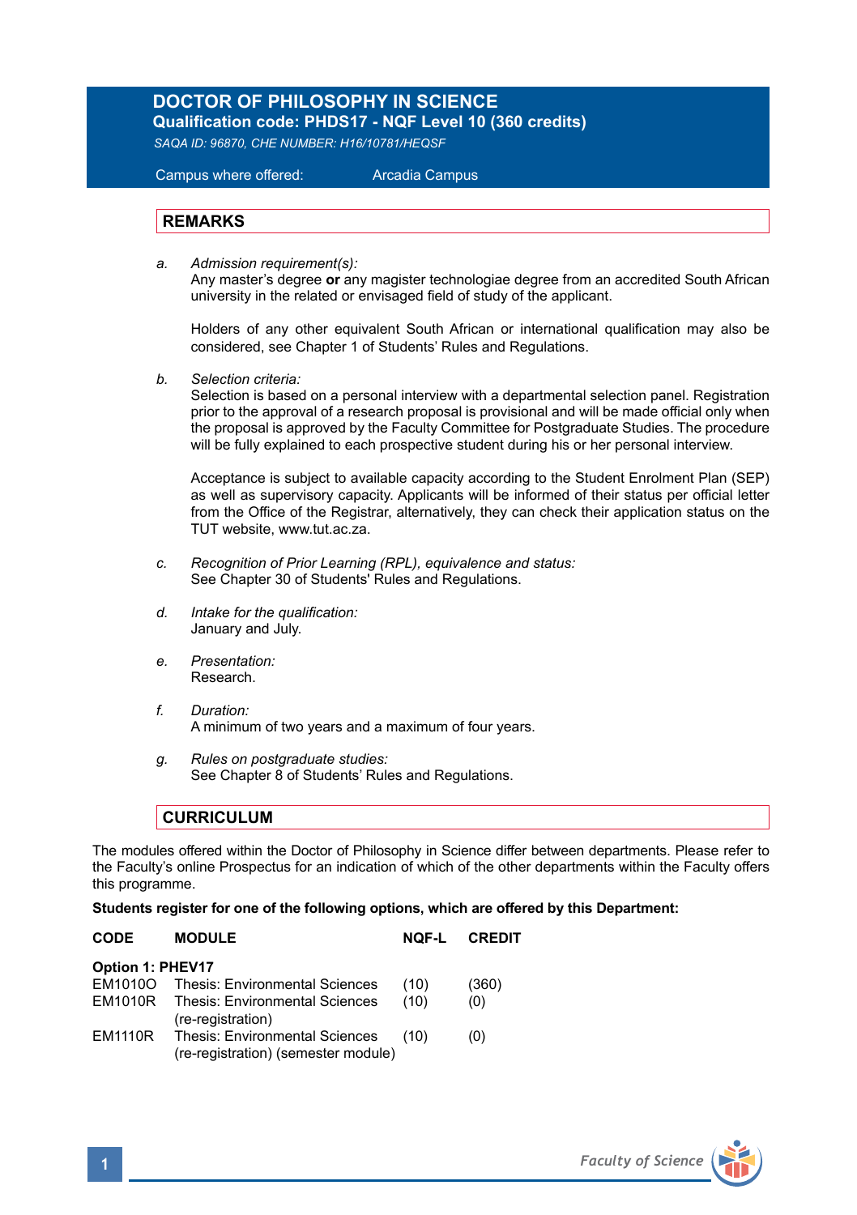# DOCTOR OF PHILOSOPHY IN SCIENCE

**Qualification code: PHDS17 - NQF Level 10 (360 credits)**

*SAQA ID: 96870, CHE NUMBER: H16/10781/HEQSF*

Campus where offered: Arcadia Campus

## REMARKS

a. *Admission requirement(s):*
Any master's degree **or** any magister technologiae degree from an accredited South African university in the related or envisaged field of study of the applicant.

Holders of any other equivalent South African or international qualification may also be considered, see Chapter 1 of Students' Rules and Regulations.

b. *Selection criteria:*
Selection is based on a personal interview with a departmental selection panel. Registration prior to the approval of a research proposal is provisional and will be made official only when the proposal is approved by the Faculty Committee for Postgraduate Studies. The procedure will be fully explained to each prospective student during his or her personal interview.

Acceptance is subject to available capacity according to the Student Enrolment Plan (SEP) as well as supervisory capacity. Applicants will be informed of their status per official letter from the Office of the Registrar, alternatively, they can check their application status on the TUT website, www.tut.ac.za.

c. *Recognition of Prior Learning (RPL), equivalence and status:*
See Chapter 30 of Students' Rules and Regulations.

d. *Intake for the qualification:*
January and July.

e. *Presentation:*
Research.

f. *Duration:*
A minimum of two years and a maximum of four years.

g. *Rules on postgraduate studies:*
See Chapter 8 of Students' Rules and Regulations.

## CURRICULUM

The modules offered within the Doctor of Philosophy in Science differ between departments. Please refer to the Faculty's online Prospectus for an indication of which of the other departments within the Faculty offers this programme.

**Students register for one of the following options, which are offered by this Department:**

| CODE | MODULE | NQF-L | CREDIT |
|---|---|---|---|
| **Option 1: PHEV17** | | | |
| EM1010O | Thesis: Environmental Sciences | (10) | (360) |
| EM1010R | Thesis: Environmental Sciences (re-registration) | (10) | (0) |
| EM1110R | Thesis: Environmental Sciences (re-registration) (semester module) | (10) | (0) |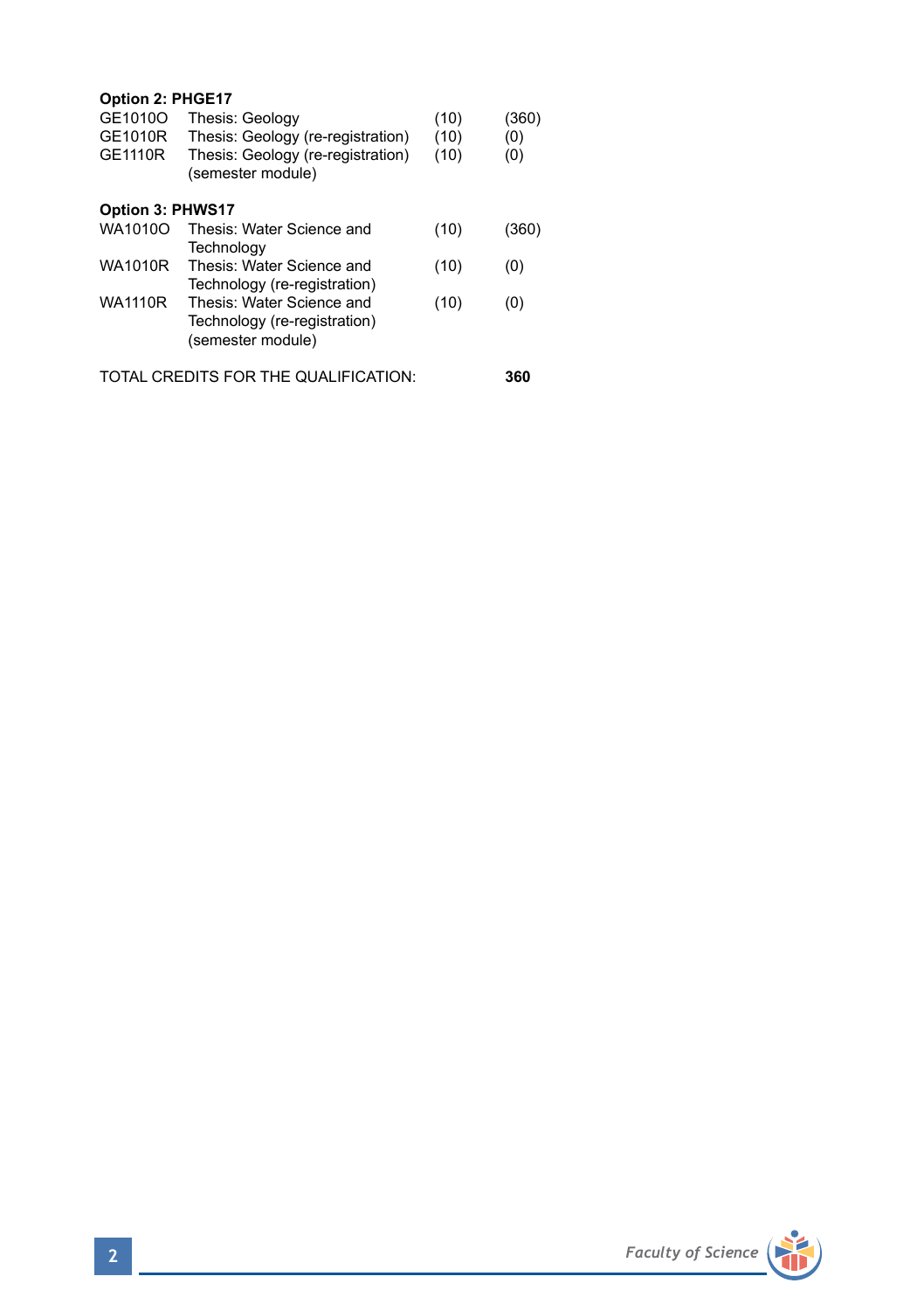**Option 2: PHGE17**

| | | | |
|---|---|---|---|
| GE1010O | Thesis: Geology | (10) | (360) |
| GE1010R | Thesis: Geology (re-registration) | (10) | (0) |
| GE1110R | Thesis: Geology (re-registration) (semester module) | (10) | (0) |

**Option 3: PHWS17**

| | | | |
|---|---|---|---|
| WA1010O | Thesis: Water Science and Technology | (10) | (360) |
| WA1010R | Thesis: Water Science and Technology (re-registration) | (10) | (0) |
| WA1110R | Thesis: Water Science and Technology (re-registration) (semester module) | (10) | (0) |

TOTAL CREDITS FOR THE QUALIFICATION: **360**